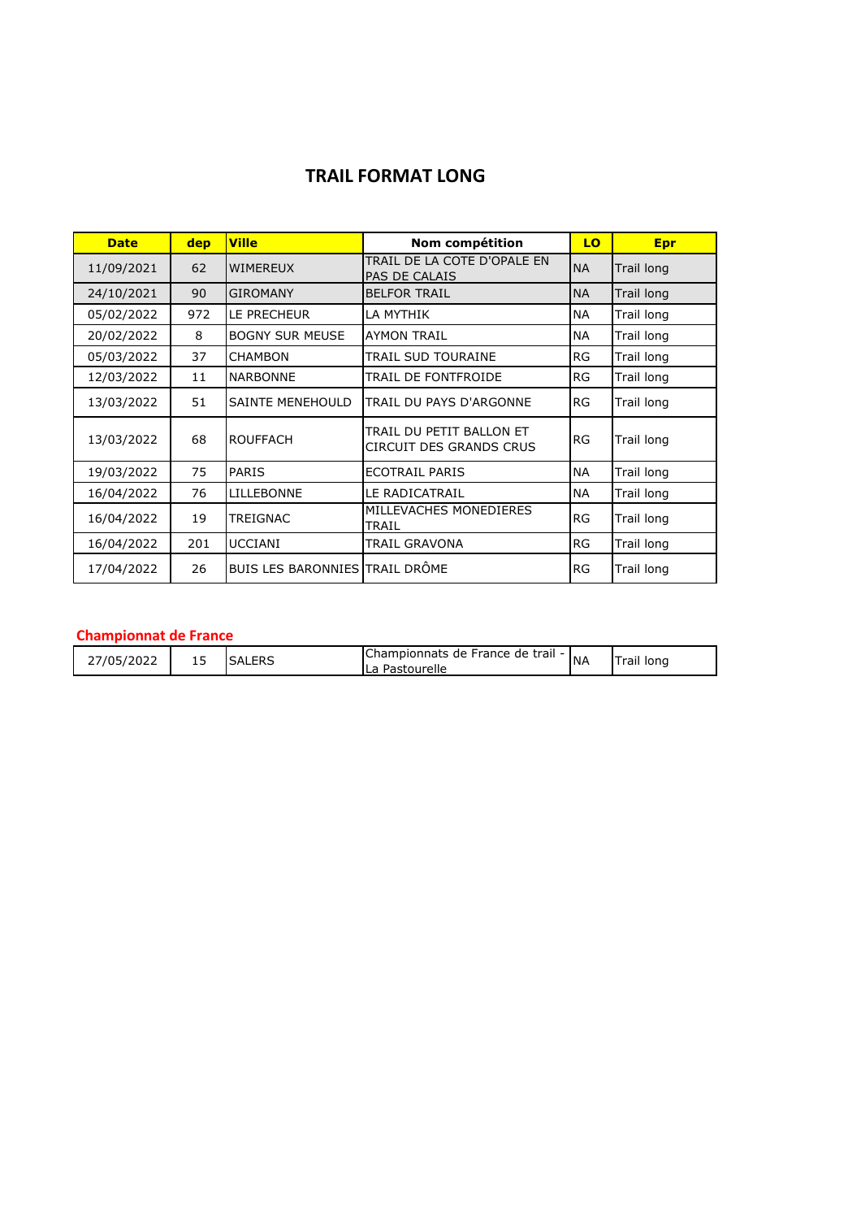# TRAIL FORMAT LONG

| Date | dep | Ville | Nom compétition | LO | Epr |
|---|---|---|---|---|---|
| 11/09/2021 | 62 | WIMEREUX | TRAIL DE LA COTE D'OPALE EN PAS DE CALAIS | NA | Trail long |
| 24/10/2021 | 90 | GIROMANY | BELFOR TRAIL | NA | Trail long |
| 05/02/2022 | 972 | LE PRECHEUR | LA MYTHIK | NA | Trail long |
| 20/02/2022 | 8 | BOGNY SUR MEUSE | AYMON TRAIL | NA | Trail long |
| 05/03/2022 | 37 | CHAMBON | TRAIL SUD TOURAINE | RG | Trail long |
| 12/03/2022 | 11 | NARBONNE | TRAIL DE FONTFROIDE | RG | Trail long |
| 13/03/2022 | 51 | SAINTE MENEHOULD | TRAIL DU PAYS D'ARGONNE | RG | Trail long |
| 13/03/2022 | 68 | ROUFFACH | TRAIL DU PETIT BALLON ET CIRCUIT DES GRANDS CRUS | RG | Trail long |
| 19/03/2022 | 75 | PARIS | ECOTRAIL PARIS | NA | Trail long |
| 16/04/2022 | 76 | LILLEBONNE | LE RADICATRAIL | NA | Trail long |
| 16/04/2022 | 19 | TREIGNAC | MILLEVACHES MONEDIERES TRAIL | RG | Trail long |
| 16/04/2022 | 201 | UCCIANI | TRAIL GRAVONA | RG | Trail long |
| 17/04/2022 | 26 | BUIS LES BARONNIES | TRAIL DRÔME | RG | Trail long |

## Championnat de France

| Date | dep | Ville | Nom compétition | LO | Epr |
|---|---|---|---|---|---|
| 27/05/2022 | 15 | SALERS | Championnats de France de trail - La Pastourelle | NA | Trail long |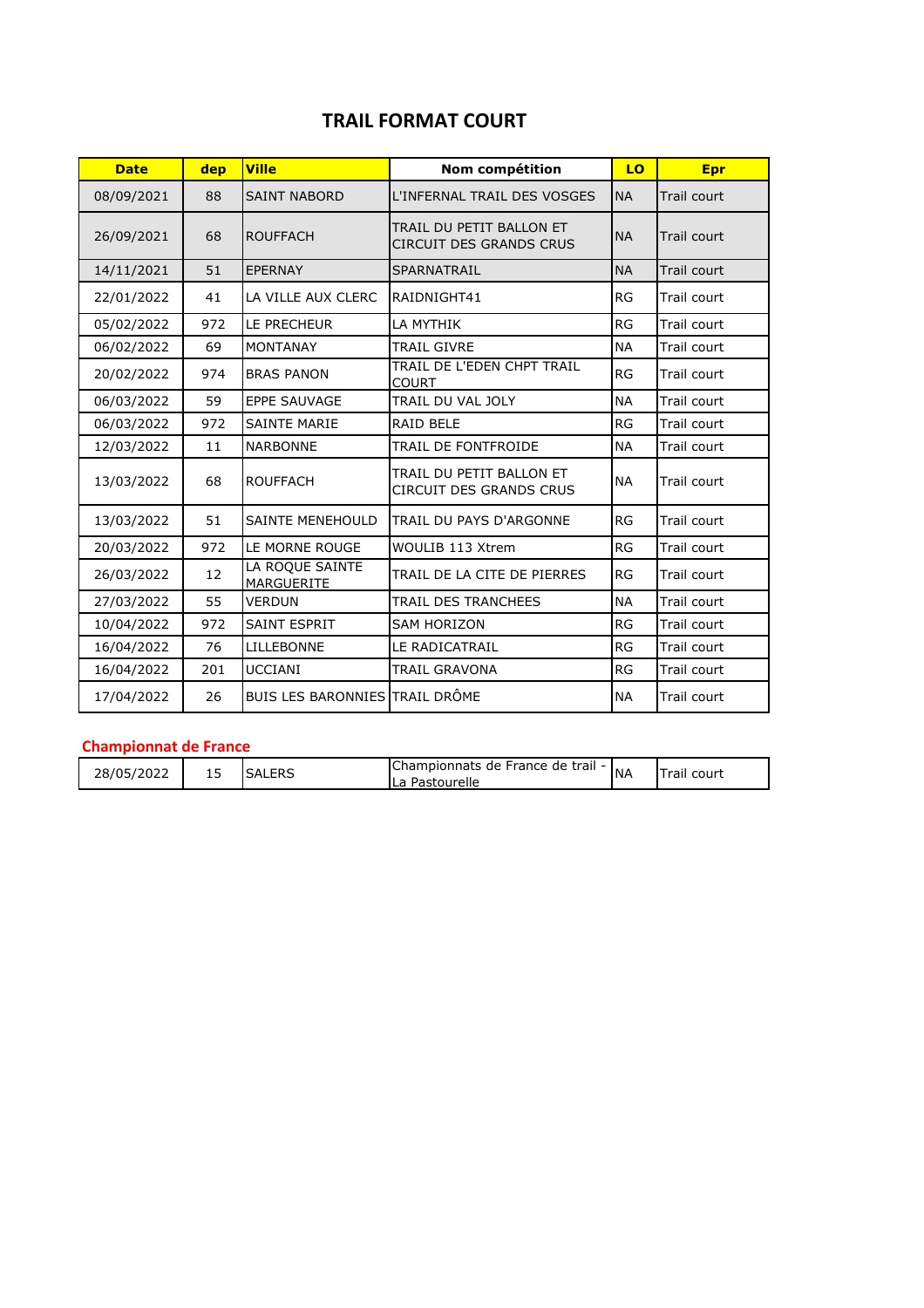# TRAIL FORMAT COURT

| Date | dep | Ville | Nom compétition | LO | Epr |
|---|---|---|---|---|---|
| 08/09/2021 | 88 | SAINT NABORD | L'INFERNAL TRAIL DES VOSGES | NA | Trail court |
| 26/09/2021 | 68 | ROUFFACH | TRAIL DU PETIT BALLON ET CIRCUIT DES GRANDS CRUS | NA | Trail court |
| 14/11/2021 | 51 | EPERNAY | SPARNATRAIL | NA | Trail court |
| 22/01/2022 | 41 | LA VILLE AUX CLERC | RAIDNIGHT41 | RG | Trail court |
| 05/02/2022 | 972 | LE PRECHEUR | LA MYTHIK | RG | Trail court |
| 06/02/2022 | 69 | MONTANAY | TRAIL GIVRE | NA | Trail court |
| 20/02/2022 | 974 | BRAS PANON | TRAIL DE L'EDEN CHPT TRAIL COURT | RG | Trail court |
| 06/03/2022 | 59 | EPPE SAUVAGE | TRAIL DU VAL JOLY | NA | Trail court |
| 06/03/2022 | 972 | SAINTE MARIE | RAID BELE | RG | Trail court |
| 12/03/2022 | 11 | NARBONNE | TRAIL DE FONTFROIDE | NA | Trail court |
| 13/03/2022 | 68 | ROUFFACH | TRAIL DU PETIT BALLON ET CIRCUIT DES GRANDS CRUS | NA | Trail court |
| 13/03/2022 | 51 | SAINTE MENEHOULD | TRAIL DU PAYS D'ARGONNE | RG | Trail court |
| 20/03/2022 | 972 | LE MORNE ROUGE | WOULIB 113 Xtrem | RG | Trail court |
| 26/03/2022 | 12 | LA ROQUE SAINTE MARGUERITE | TRAIL DE LA CITE DE PIERRES | RG | Trail court |
| 27/03/2022 | 55 | VERDUN | TRAIL DES TRANCHEES | NA | Trail court |
| 10/04/2022 | 972 | SAINT ESPRIT | SAM HORIZON | RG | Trail court |
| 16/04/2022 | 76 | LILLEBONNE | LE RADICATRAIL | RG | Trail court |
| 16/04/2022 | 201 | UCCIANI | TRAIL GRAVONA | RG | Trail court |
| 17/04/2022 | 26 | BUIS LES BARONNIES | TRAIL DRÔME | NA | Trail court |

## Championnat de France

| | | | | | |
|---|---|---|---|---|---|
| 28/05/2022 | 15 | SALERS | Championnats de France de trail - La Pastourelle | NA | Trail court |